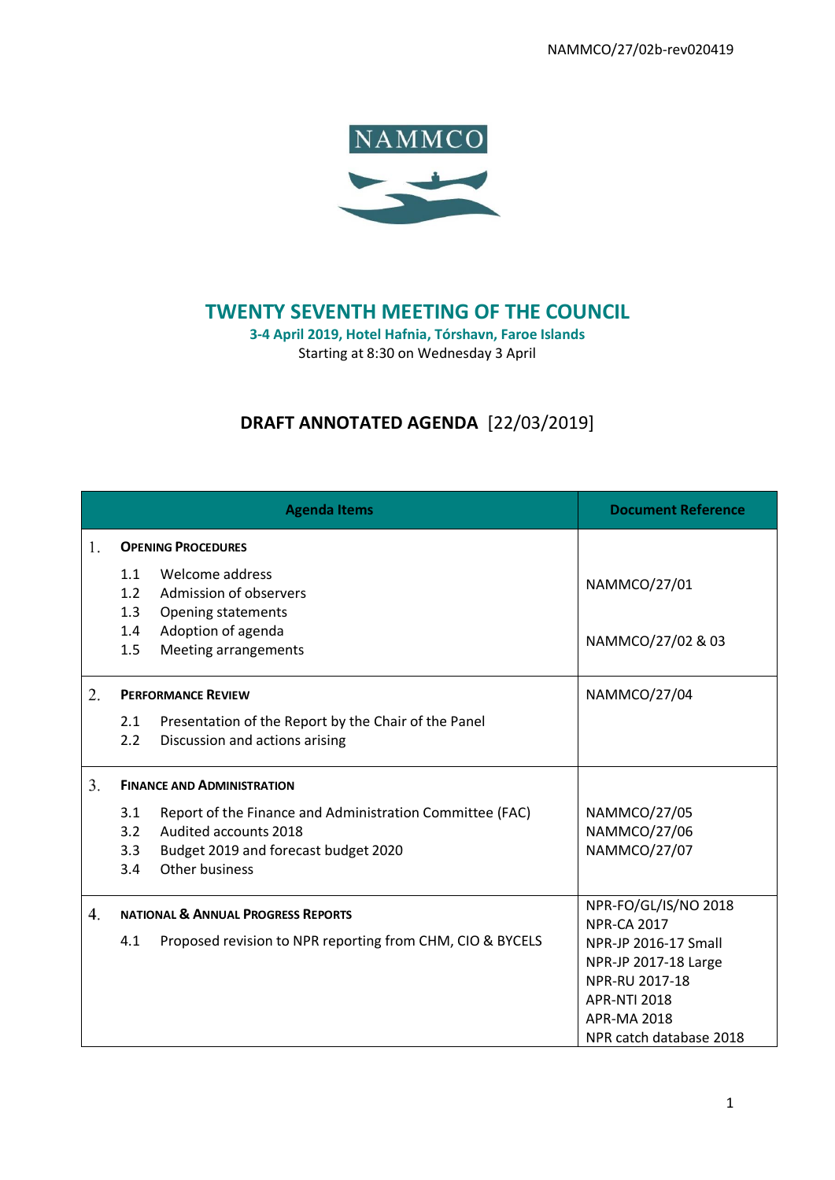NAMMCO/27/02b-rev020419

NAMMCO

# TWENTY SEVENTH MEETING OF THE COUNCIL

**3-4 April 2019, Hotel Hafnia, Tórshavn, Faroe Islands**

Starting at 8:30 on Wednesday 3 April

## DRAFT ANNOTATED AGENDA [22/03/2019]

| Agenda Items | Document Reference |
|---|---|
| 1. **OPENING PROCEDURES**<br>1.1 Welcome address<br>1.2 Admission of observers<br>1.3 Opening statements<br>1.4 Adoption of agenda<br>1.5 Meeting arrangements | NAMMCO/27/01<br><br>NAMMCO/27/02 & 03 |
| 2. **PERFORMANCE REVIEW**<br>2.1 Presentation of the Report by the Chair of the Panel<br>2.2 Discussion and actions arising | NAMMCO/27/04 |
| 3. **FINANCE AND ADMINISTRATION**<br>3.1 Report of the Finance and Administration Committee (FAC)<br>3.2 Audited accounts 2018<br>3.3 Budget 2019 and forecast budget 2020<br>3.4 Other business | NAMMCO/27/05<br>NAMMCO/27/06<br>NAMMCO/27/07 |
| 4. **NATIONAL & ANNUAL PROGRESS REPORTS**<br>4.1 Proposed revision to NPR reporting from CHM, CIO & BYCELS | NPR-FO/GL/IS/NO 2018<br>NPR-CA 2017<br>NPR-JP 2016-17 Small<br>NPR-JP 2017-18 Large<br>NPR-RU 2017-18<br>APR-NTI 2018<br>APR-MA 2018<br>NPR catch database 2018 |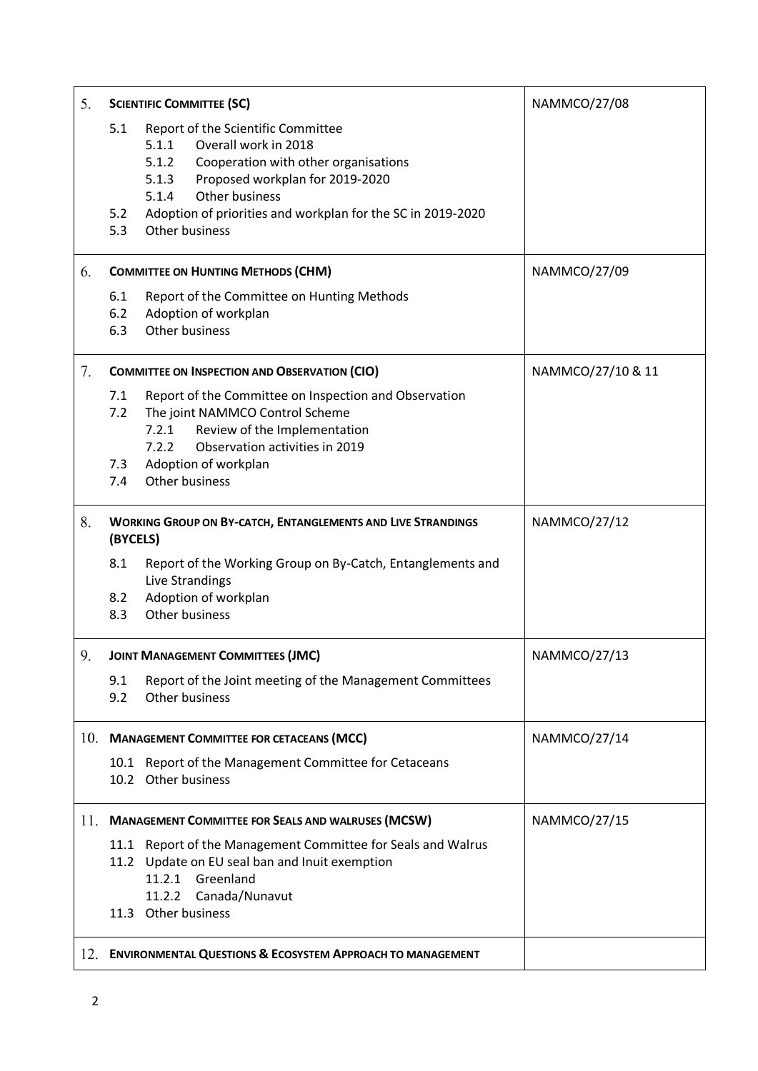| | |
|---|---|
| 5. **SCIENTIFIC COMMITTEE (SC)**<br>5.1 Report of the Scientific Committee<br>  5.1.1 Overall work in 2018<br>  5.1.2 Cooperation with other organisations<br>  5.1.3 Proposed workplan for 2019-2020<br>  5.1.4 Other business<br>5.2 Adoption of priorities and workplan for the SC in 2019-2020<br>5.3 Other business | NAMMCO/27/08 |
| 6. **COMMITTEE ON HUNTING METHODS (CHM)**<br>6.1 Report of the Committee on Hunting Methods<br>6.2 Adoption of workplan<br>6.3 Other business | NAMMCO/27/09 |
| 7. **COMMITTEE ON INSPECTION AND OBSERVATION (CIO)**<br>7.1 Report of the Committee on Inspection and Observation<br>7.2 The joint NAMMCO Control Scheme<br>  7.2.1 Review of the Implementation<br>  7.2.2 Observation activities in 2019<br>7.3 Adoption of workplan<br>7.4 Other business | NAMMCO/27/10 & 11 |
| 8. **WORKING GROUP ON BY-CATCH, ENTANGLEMENTS AND LIVE STRANDINGS (BYCELS)**<br>8.1 Report of the Working Group on By-Catch, Entanglements and Live Strandings<br>8.2 Adoption of workplan<br>8.3 Other business | NAMMCO/27/12 |
| 9. **JOINT MANAGEMENT COMMITTEES (JMC)**<br>9.1 Report of the Joint meeting of the Management Committees<br>9.2 Other business | NAMMCO/27/13 |
| 10. **MANAGEMENT COMMITTEE FOR CETACEANS (MCC)**<br>10.1 Report of the Management Committee for Cetaceans<br>10.2 Other business | NAMMCO/27/14 |
| 11. **MANAGEMENT COMMITTEE FOR SEALS AND WALRUSES (MCSW)**<br>11.1 Report of the Management Committee for Seals and Walrus<br>11.2 Update on EU seal ban and Inuit exemption<br>  11.2.1 Greenland<br>  11.2.2 Canada/Nunavut<br>11.3 Other business | NAMMCO/27/15 |
| 12. **ENVIRONMENTAL QUESTIONS & ECOSYSTEM APPROACH TO MANAGEMENT** | |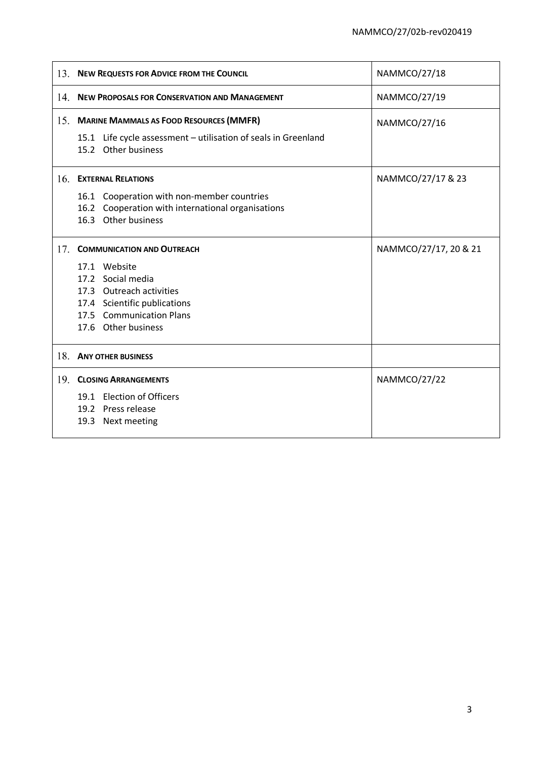| | |
|---|---|
| 13. **NEW REQUESTS FOR ADVICE FROM THE COUNCIL** | NAMMCO/27/18 |
| 14. **NEW PROPOSALS FOR CONSERVATION AND MANAGEMENT** | NAMMCO/27/19 |
| 15. **MARINE MAMMALS AS FOOD RESOURCES (MMFR)**<br>15.1 Life cycle assessment – utilisation of seals in Greenland<br>15.2 Other business | NAMMCO/27/16 |
| 16. **EXTERNAL RELATIONS**<br>16.1 Cooperation with non-member countries<br>16.2 Cooperation with international organisations<br>16.3 Other business | NAMMCO/27/17 & 23 |
| 17. **COMMUNICATION AND OUTREACH**<br>17.1 Website<br>17.2 Social media<br>17.3 Outreach activities<br>17.4 Scientific publications<br>17.5 Communication Plans<br>17.6 Other business | NAMMCO/27/17, 20 & 21 |
| 18. **ANY OTHER BUSINESS** | |
| 19. **CLOSING ARRANGEMENTS**<br>19.1 Election of Officers<br>19.2 Press release<br>19.3 Next meeting | NAMMCO/27/22 |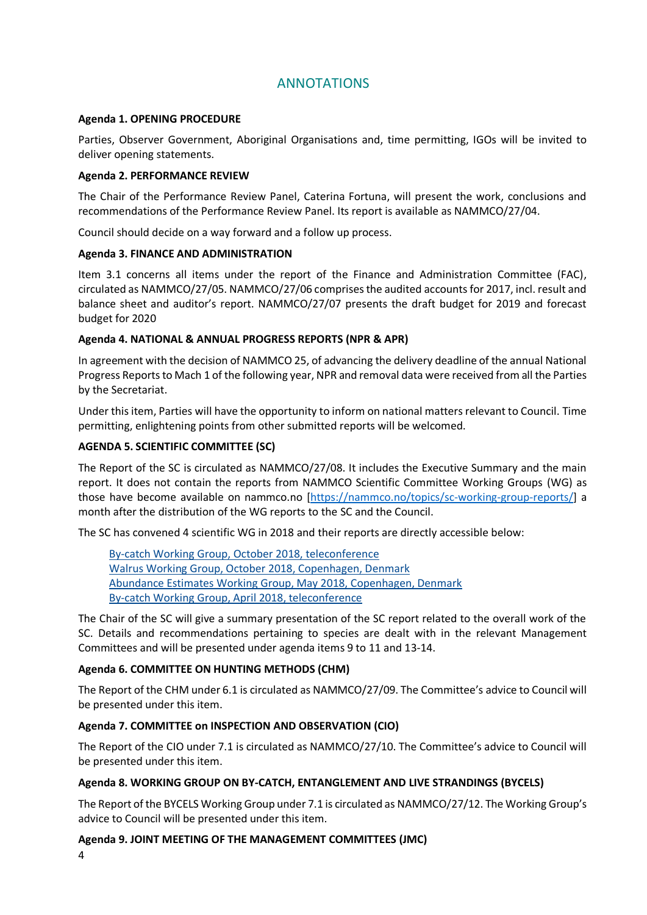# ANNOTATIONS

**Agenda 1. OPENING PROCEDURE**

Parties, Observer Government, Aboriginal Organisations and, time permitting, IGOs will be invited to deliver opening statements.

**Agenda 2. PERFORMANCE REVIEW**

The Chair of the Performance Review Panel, Caterina Fortuna, will present the work, conclusions and recommendations of the Performance Review Panel. Its report is available as NAMMCO/27/04.

Council should decide on a way forward and a follow up process.

**Agenda 3. FINANCE AND ADMINISTRATION**

Item 3.1 concerns all items under the report of the Finance and Administration Committee (FAC), circulated as NAMMCO/27/05. NAMMCO/27/06 comprises the audited accounts for 2017, incl. result and balance sheet and auditor's report. NAMMCO/27/07 presents the draft budget for 2019 and forecast budget for 2020

**Agenda 4. NATIONAL & ANNUAL PROGRESS REPORTS (NPR & APR)**

In agreement with the decision of NAMMCO 25, of advancing the delivery deadline of the annual National Progress Reports to Mach 1 of the following year, NPR and removal data were received from all the Parties by the Secretariat.

Under this item, Parties will have the opportunity to inform on national matters relevant to Council. Time permitting, enlightening points from other submitted reports will be welcomed.

**AGENDA 5. SCIENTIFIC COMMITTEE (SC)**

The Report of the SC is circulated as NAMMCO/27/08. It includes the Executive Summary and the main report. It does not contain the reports from NAMMCO Scientific Committee Working Groups (WG) as those have become available on nammco.no [https://nammco.no/topics/sc-working-group-reports/] a month after the distribution of the WG reports to the SC and the Council.

The SC has convened 4 scientific WG in 2018 and their reports are directly accessible below:

By-catch Working Group, October 2018, teleconference
Walrus Working Group, October 2018, Copenhagen, Denmark
Abundance Estimates Working Group, May 2018, Copenhagen, Denmark
By-catch Working Group, April 2018, teleconference

The Chair of the SC will give a summary presentation of the SC report related to the overall work of the SC. Details and recommendations pertaining to species are dealt with in the relevant Management Committees and will be presented under agenda items 9 to 11 and 13-14.

**Agenda 6. COMMITTEE ON HUNTING METHODS (CHM)**

The Report of the CHM under 6.1 is circulated as NAMMCO/27/09. The Committee's advice to Council will be presented under this item.

**Agenda 7. COMMITTEE on INSPECTION AND OBSERVATION (CIO)**

The Report of the CIO under 7.1 is circulated as NAMMCO/27/10. The Committee's advice to Council will be presented under this item.

**Agenda 8. WORKING GROUP ON BY-CATCH, ENTANGLEMENT AND LIVE STRANDINGS (BYCELS)**

The Report of the BYCELS Working Group under 7.1 is circulated as NAMMCO/27/12. The Working Group's advice to Council will be presented under this item.

**Agenda 9. JOINT MEETING OF THE MANAGEMENT COMMITTEES (JMC)**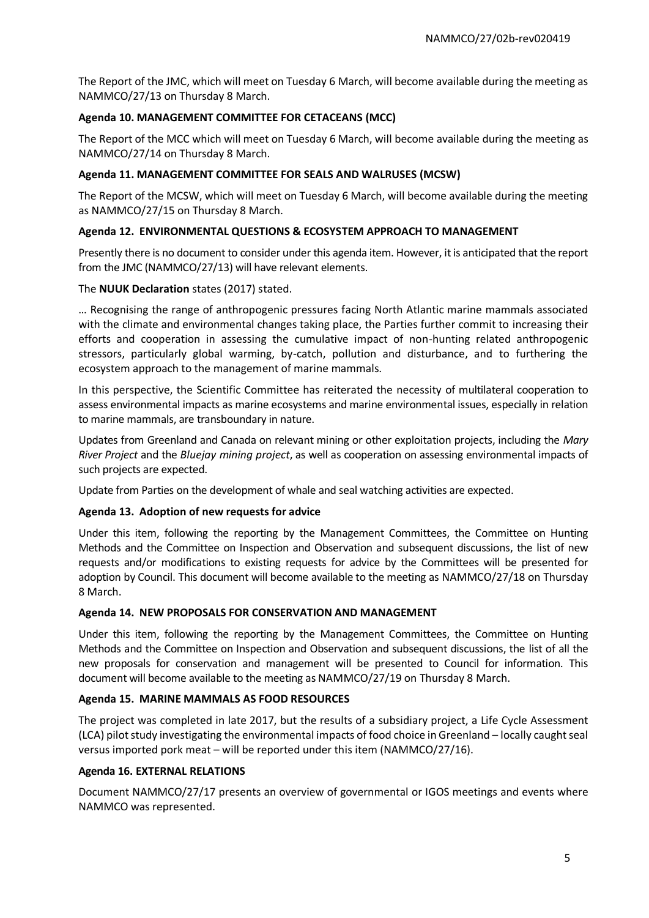The Report of the JMC, which will meet on Tuesday 6 March, will become available during the meeting as NAMMCO/27/13 on Thursday 8 March.

**Agenda 10. MANAGEMENT COMMITTEE FOR CETACEANS (MCC)**

The Report of the MCC which will meet on Tuesday 6 March, will become available during the meeting as NAMMCO/27/14 on Thursday 8 March.

**Agenda 11. MANAGEMENT COMMITTEE FOR SEALS AND WALRUSES (MCSW)**

The Report of the MCSW, which will meet on Tuesday 6 March, will become available during the meeting as NAMMCO/27/15 on Thursday 8 March.

**Agenda 12. ENVIRONMENTAL QUESTIONS & ECOSYSTEM APPROACH TO MANAGEMENT**

Presently there is no document to consider under this agenda item. However, it is anticipated that the report from the JMC (NAMMCO/27/13) will have relevant elements.

The **NUUK Declaration** states (2017) stated.

… Recognising the range of anthropogenic pressures facing North Atlantic marine mammals associated with the climate and environmental changes taking place, the Parties further commit to increasing their efforts and cooperation in assessing the cumulative impact of non-hunting related anthropogenic stressors, particularly global warming, by-catch, pollution and disturbance, and to furthering the ecosystem approach to the management of marine mammals.

In this perspective, the Scientific Committee has reiterated the necessity of multilateral cooperation to assess environmental impacts as marine ecosystems and marine environmental issues, especially in relation to marine mammals, are transboundary in nature.

Updates from Greenland and Canada on relevant mining or other exploitation projects, including the *Mary River Project* and the *Bluejay mining project*, as well as cooperation on assessing environmental impacts of such projects are expected.

Update from Parties on the development of whale and seal watching activities are expected.

**Agenda 13. Adoption of new requests for advice**

Under this item, following the reporting by the Management Committees, the Committee on Hunting Methods and the Committee on Inspection and Observation and subsequent discussions, the list of new requests and/or modifications to existing requests for advice by the Committees will be presented for adoption by Council. This document will become available to the meeting as NAMMCO/27/18 on Thursday 8 March.

**Agenda 14. NEW PROPOSALS FOR CONSERVATION AND MANAGEMENT**

Under this item, following the reporting by the Management Committees, the Committee on Hunting Methods and the Committee on Inspection and Observation and subsequent discussions, the list of all the new proposals for conservation and management will be presented to Council for information. This document will become available to the meeting as NAMMCO/27/19 on Thursday 8 March.

**Agenda 15. MARINE MAMMALS AS FOOD RESOURCES**

The project was completed in late 2017, but the results of a subsidiary project, a Life Cycle Assessment (LCA) pilot study investigating the environmental impacts of food choice in Greenland – locally caught seal versus imported pork meat – will be reported under this item (NAMMCO/27/16).

**Agenda 16. EXTERNAL RELATIONS**

Document NAMMCO/27/17 presents an overview of governmental or IGOS meetings and events where NAMMCO was represented.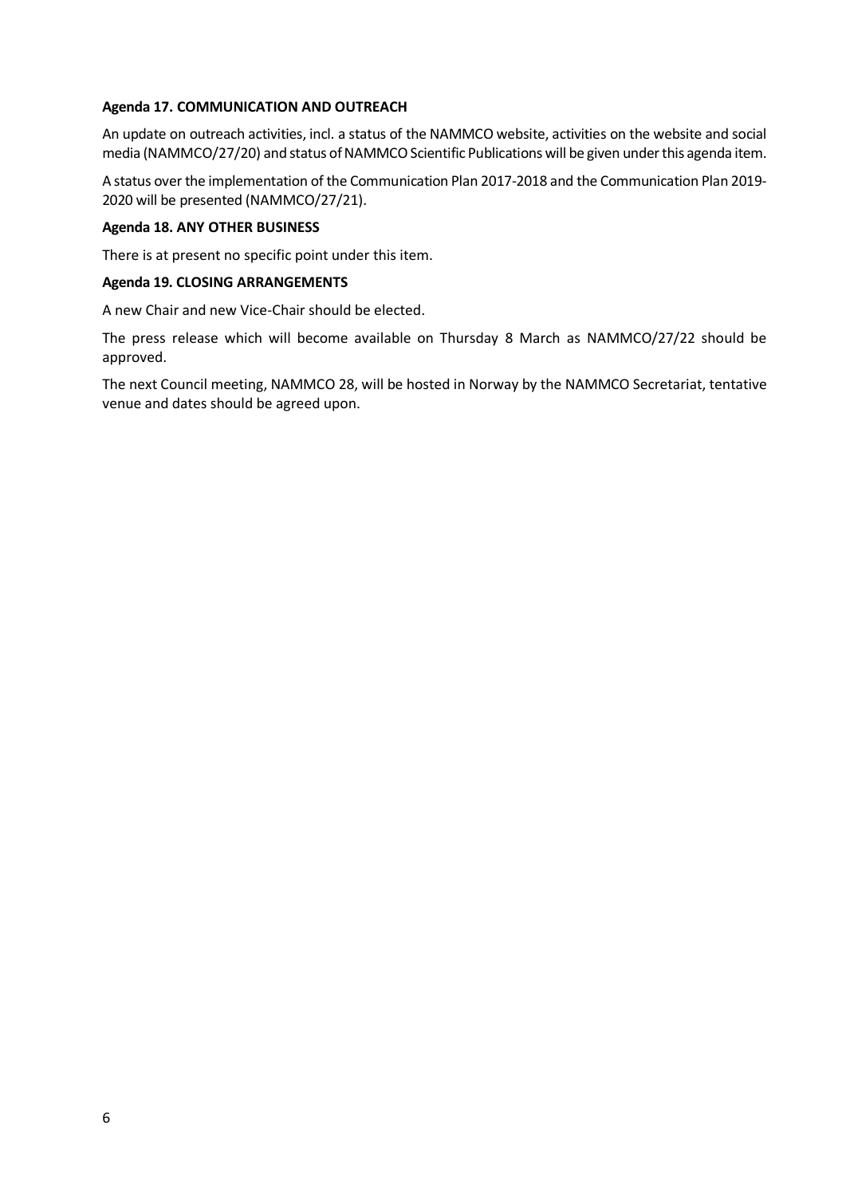**Agenda 17. COMMUNICATION AND OUTREACH**

An update on outreach activities, incl. a status of the NAMMCO website, activities on the website and social media (NAMMCO/27/20) and status of NAMMCO Scientific Publications will be given under this agenda item.

A status over the implementation of the Communication Plan 2017-2018 and the Communication Plan 2019-2020 will be presented (NAMMCO/27/21).

**Agenda 18. ANY OTHER BUSINESS**

There is at present no specific point under this item.

**Agenda 19. CLOSING ARRANGEMENTS**

A new Chair and new Vice-Chair should be elected.

The press release which will become available on Thursday 8 March as NAMMCO/27/22 should be approved.

The next Council meeting, NAMMCO 28, will be hosted in Norway by the NAMMCO Secretariat, tentative venue and dates should be agreed upon.